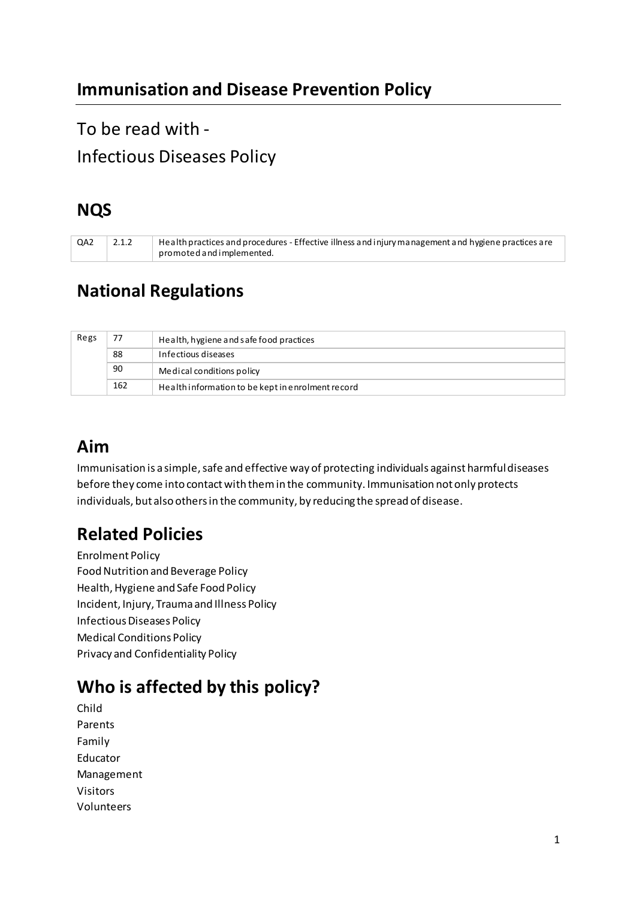## Immunisation and Disease Prevention Policy

To be read with -

Infectious Diseases Policy

## NQS

| | | |
|---|---|---|
| QA2 | 2.1.2 | Health practices and procedures - Effective illness and injury management and hygiene practices are promoted and implemented. |

## National Regulations

| | | |
|---|---|---|
| Regs | 77 | Health, hygiene and safe food practices |
| | 88 | Infectious diseases |
| | 90 | Medical conditions policy |
| | 162 | Health information to be kept in enrolment record |

## Aim

Immunisation is a simple, safe and effective way of protecting individuals against harmful diseases before they come into contact with them in the community. Immunisation not only protects individuals, but also others in the community, by reducing the spread of disease.

## Related Policies

Enrolment Policy
Food Nutrition and Beverage Policy
Health, Hygiene and Safe Food Policy
Incident, Injury, Trauma and Illness Policy
Infectious Diseases Policy
Medical Conditions Policy
Privacy and Confidentiality Policy

## Who is affected by this policy?

Child
Parents
Family
Educator
Management
Visitors
Volunteers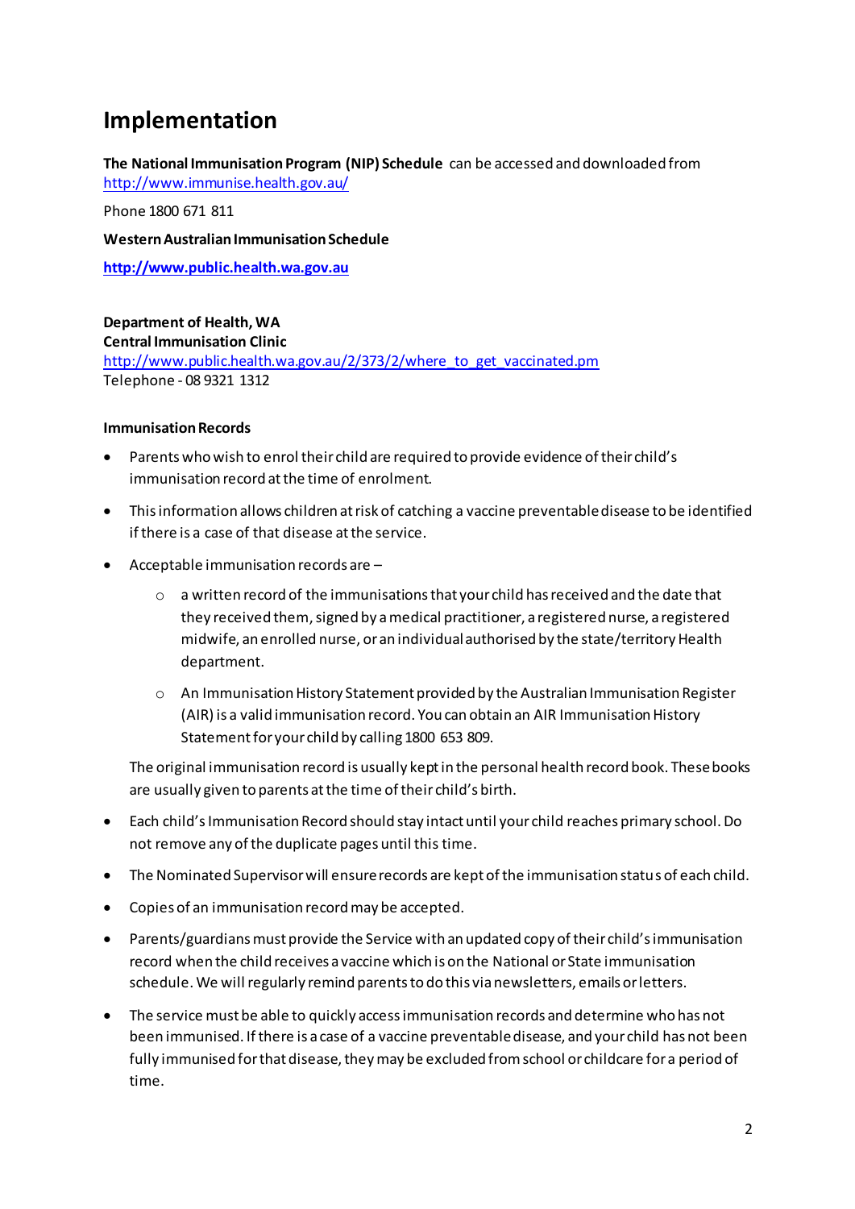# Implementation

**The National Immunisation Program (NIP) Schedule** can be accessed and downloaded from http://www.immunise.health.gov.au/

Phone 1800 671 811

**Western Australian Immunisation Schedule**

**http://www.public.health.wa.gov.au**

**Department of Health, WA**
**Central Immunisation Clinic**
http://www.public.health.wa.gov.au/2/373/2/where_to_get_vaccinated.pm
Telephone - 08 9321 1312

**Immunisation Records**

- Parents who wish to enrol their child are required to provide evidence of their child's immunisation record at the time of enrolment.
- This information allows children at risk of catching a vaccine preventable disease to be identified if there is a case of that disease at the service.
- Acceptable immunisation records are –
    - a written record of the immunisations that your child has received and the date that they received them, signed by a medical practitioner, a registered nurse, a registered midwife, an enrolled nurse, or an individual authorised by the state/territory Health department.
    - An Immunisation History Statement provided by the Australian Immunisation Register (AIR) is a valid immunisation record. You can obtain an AIR Immunisation History Statement for your child by calling 1800 653 809.

  The original immunisation record is usually kept in the personal health record book. These books are usually given to parents at the time of their child's birth.
- Each child's Immunisation Record should stay intact until your child reaches primary school. Do not remove any of the duplicate pages until this time.
- The Nominated Supervisor will ensure records are kept of the immunisation status of each child.
- Copies of an immunisation record may be accepted.
- Parents/guardians must provide the Service with an updated copy of their child's immunisation record when the child receives a vaccine which is on the National or State immunisation schedule. We will regularly remind parents to do this via newsletters, emails or letters.
- The service must be able to quickly access immunisation records and determine who has not been immunised. If there is a case of a vaccine preventable disease, and your child has not been fully immunised for that disease, they may be excluded from school or childcare for a period of time.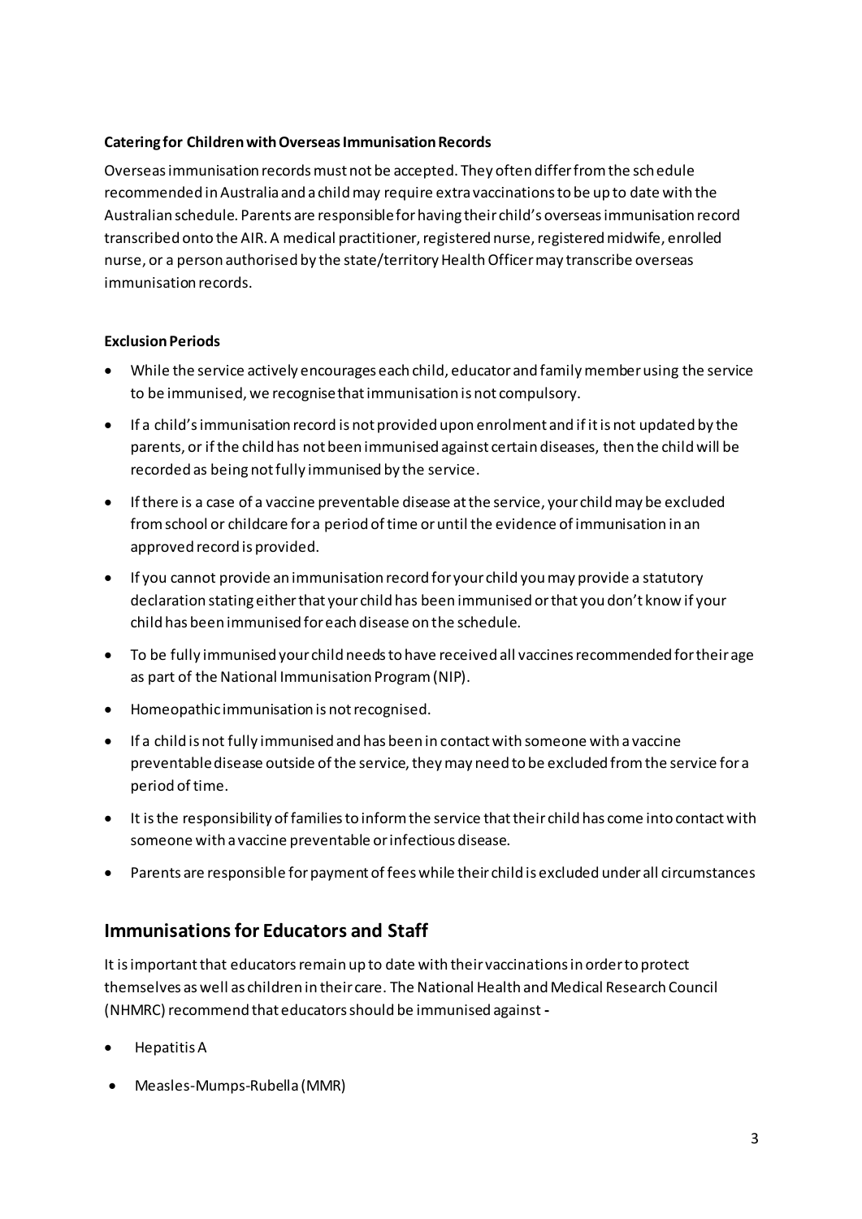**Catering for Children with Overseas Immunisation Records**

Overseas immunisation records must not be accepted. They often differ from the schedule recommended in Australia and a child may require extra vaccinations to be up to date with the Australian schedule. Parents are responsible for having their child's overseas immunisation record transcribed onto the AIR. A medical practitioner, registered nurse, registered midwife, enrolled nurse, or a person authorised by the state/territory Health Officer may transcribe overseas immunisation records.

**Exclusion Periods**

- While the service actively encourages each child, educator and family member using the service to be immunised, we recognise that immunisation is not compulsory.
- If a child's immunisation record is not provided upon enrolment and if it is not updated by the parents, or if the child has not been immunised against certain diseases, then the child will be recorded as being not fully immunised by the service.
- If there is a case of a vaccine preventable disease at the service, your child may be excluded from school or childcare for a period of time or until the evidence of immunisation in an approved record is provided.
- If you cannot provide an immunisation record for your child you may provide a statutory declaration stating either that your child has been immunised or that you don't know if your child has been immunised for each disease on the schedule.
- To be fully immunised your child needs to have received all vaccines recommended for their age as part of the National Immunisation Program (NIP).
- Homeopathic immunisation is not recognised.
- If a child is not fully immunised and has been in contact with someone with a vaccine preventable disease outside of the service, they may need to be excluded from the service for a period of time.
- It is the responsibility of families to inform the service that their child has come into contact with someone with a vaccine preventable or infectious disease.
- Parents are responsible for payment of fees while their child is excluded under all circumstances

## Immunisations for Educators and Staff

It is important that educators remain up to date with their vaccinations in order to protect themselves as well as children in their care. The National Health and Medical Research Council (NHMRC) recommend that educators should be immunised against -

- Hepatitis A
- Measles-Mumps-Rubella (MMR)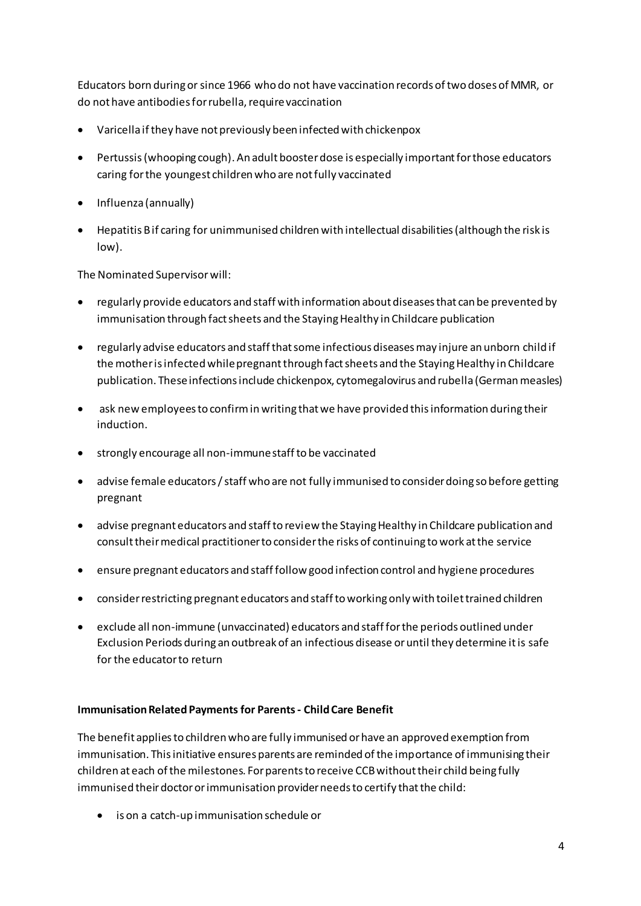Educators born during or since 1966 who do not have vaccination records of two doses of MMR, or do not have antibodies for rubella, require vaccination

- Varicella if they have not previously been infected with chickenpox
- Pertussis (whooping cough). An adult booster dose is especially important for those educators caring for the youngest children who are not fully vaccinated
- Influenza (annually)
- Hepatitis B if caring for unimmunised children with intellectual disabilities (although the risk is low).

The Nominated Supervisor will:

- regularly provide educators and staff with information about diseases that can be prevented by immunisation through fact sheets and the Staying Healthy in Childcare publication
- regularly advise educators and staff that some infectious diseases may injure an unborn child if the mother is infected while pregnant through fact sheets and the Staying Healthy in Childcare publication. These infections include chickenpox, cytomegalovirus and rubella (German measles)
- ask new employees to confirm in writing that we have provided this information during their induction.
- strongly encourage all non-immune staff to be vaccinated
- advise female educators / staff who are not fully immunised to consider doing so before getting pregnant
- advise pregnant educators and staff to review the Staying Healthy in Childcare publication and consult their medical practitioner to consider the risks of continuing to work at the service
- ensure pregnant educators and staff follow good infection control and hygiene procedures
- consider restricting pregnant educators and staff to working only with toilet trained children
- exclude all non-immune (unvaccinated) educators and staff for the periods outlined under Exclusion Periods during an outbreak of an infectious disease or until they determine it is safe for the educator to return

**Immunisation Related Payments for Parents - Child Care Benefit**

The benefit applies to children who are fully immunised or have an approved exemption from immunisation. This initiative ensures parents are reminded of the importance of immunising their children at each of the milestones. For parents to receive CCB without their child being fully immunised their doctor or immunisation provider needs to certify that the child:

- is on a catch-up immunisation schedule or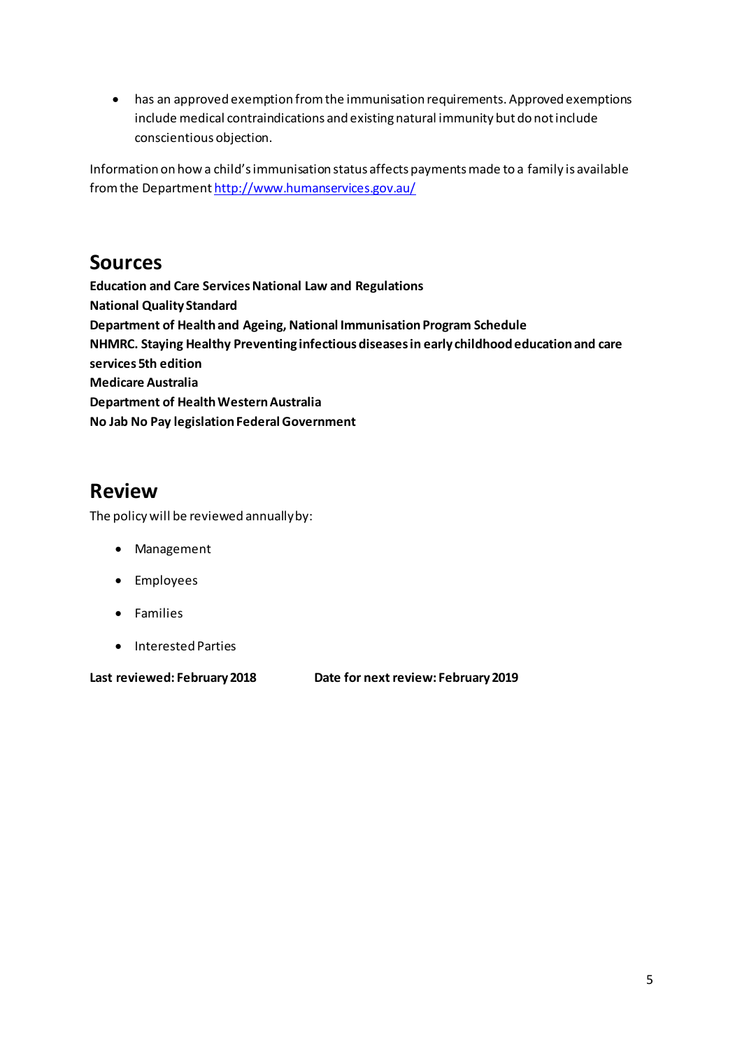- has an approved exemption from the immunisation requirements. Approved exemptions include medical contraindications and existing natural immunity but do not include conscientious objection.

Information on how a child's immunisation status affects payments made to a family is available from the Department http://www.humanservices.gov.au/

## Sources

**Education and Care Services National Law and Regulations**
**National Quality Standard**
**Department of Health and Ageing, National Immunisation Program Schedule**
**NHMRC. Staying Healthy Preventing infectious diseases in early childhood education and care services 5th edition**
**Medicare Australia**
**Department of Health Western Australia**
**No Jab No Pay legislation Federal Government**

## Review

The policy will be reviewed annually by:

- Management
- Employees
- Families
- Interested Parties

**Last reviewed: February 2018** **Date for next review: February 2019**